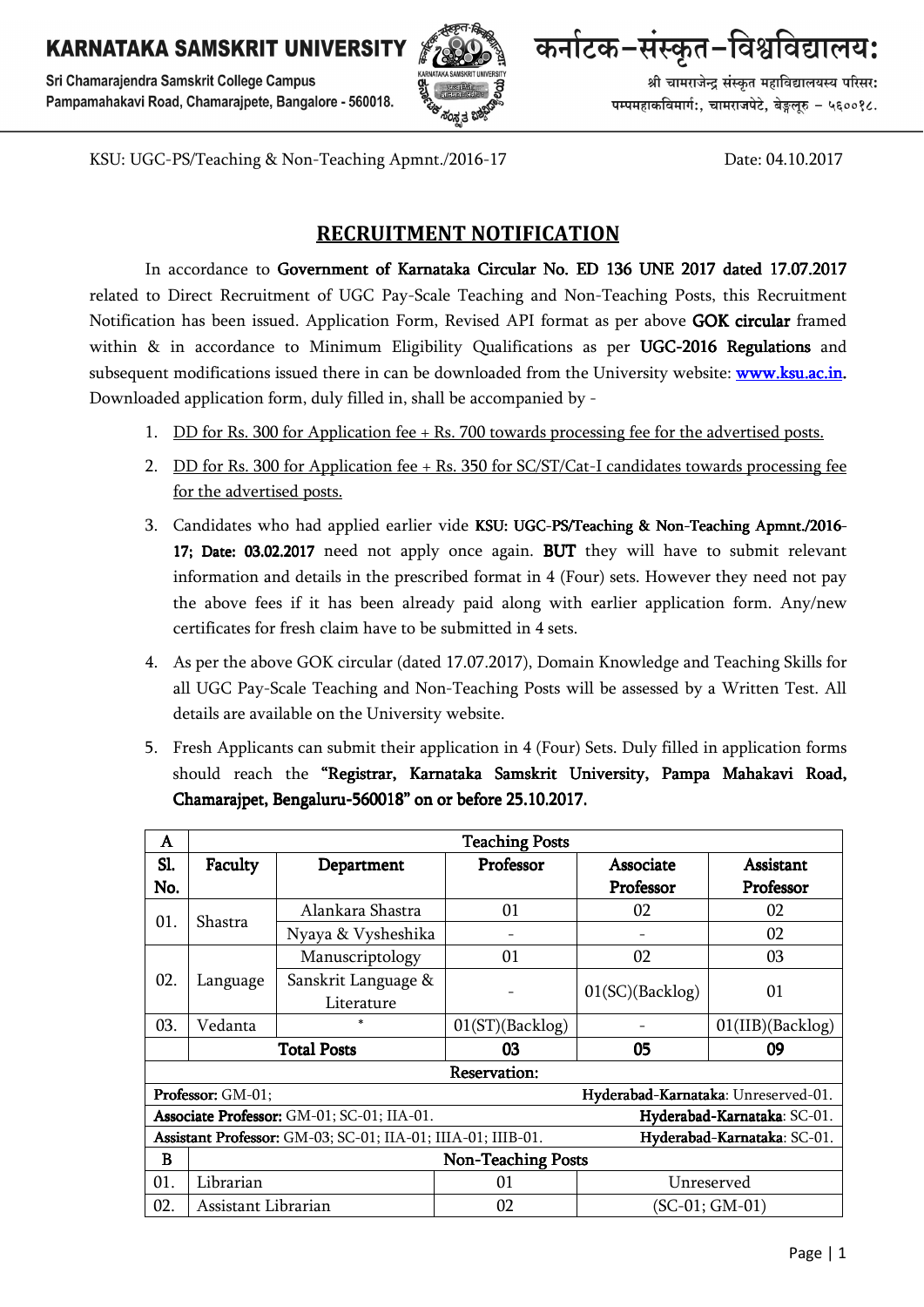**KARNATAKA SAMSKRIT UNIVERSITY**
Sri Chamarajendra Samskrit College Campus
Pampamahakavi Road, Chamarajpete, Bangalore - 560018.

**कर्नाटक–संस्कृत–विश्वविद्यालयः**
श्री चामराजेन्द्र संस्कृत महाविद्यालयस्य परिसरः
पम्पमहाकविमार्गः, चामराजपेटे, बेङ्गलूरु – ५६००१८.

KSU: UGC-PS/Teaching & Non-Teaching Apmnt./2016-17 Date: 04.10.2017

# RECRUITMENT NOTIFICATION

In accordance to **Government of Karnataka Circular No. ED 136 UNE 2017 dated 17.07.2017** related to Direct Recruitment of UGC Pay-Scale Teaching and Non-Teaching Posts, this Recruitment Notification has been issued. Application Form, Revised API format as per above **GOK circular** framed within & in accordance to Minimum Eligibility Qualifications as per **UGC-2016 Regulations** and subsequent modifications issued there in can be downloaded from the University website: www.ksu.ac.in. Downloaded application form, duly filled in, shall be accompanied by -

1. DD for Rs. 300 for Application fee + Rs. 700 towards processing fee for the advertised posts.
2. DD for Rs. 300 for Application fee + Rs. 350 for SC/ST/Cat-I candidates towards processing fee for the advertised posts.
3. Candidates who had applied earlier vide **KSU: UGC-PS/Teaching & Non-Teaching Apmnt./2016-17; Date: 03.02.2017** need not apply once again. **BUT** they will have to submit relevant information and details in the prescribed format in 4 (Four) sets. However they need not pay the above fees if it has been already paid along with earlier application form. Any/new certificates for fresh claim have to be submitted in 4 sets.
4. As per the above GOK circular (dated 17.07.2017), Domain Knowledge and Teaching Skills for all UGC Pay-Scale Teaching and Non-Teaching Posts will be assessed by a Written Test. All details are available on the University website.
5. Fresh Applicants can submit their application in 4 (Four) Sets. Duly filled in application forms should reach the **"Registrar, Karnataka Samskrit University, Pampa Mahakavi Road, Chamarajpet, Bengaluru-560018" on or before 25.10.2017.**

| A | Teaching Posts | | | | |
|---|---|---|---|---|---|
| **Sl. No.** | **Faculty** | **Department** | **Professor** | **Associate Professor** | **Assistant Professor** |
| 01. | Shastra | Alankara Shastra | 01 | 02 | 02 |
| | | Nyaya & Vysheshika | - | - | 02 |
| 02. | Language | Manuscriptology | 01 | 02 | 03 |
| | | Sanskrit Language & Literature | - | 01(SC)(Backlog) | 01 |
| 03. | Vedanta | * | 01(ST)(Backlog) | - | 01(IIB)(Backlog) |
| | **Total Posts** | | **03** | **05** | **09** |
| **Reservation:** | | | | | |
| **Professor:** GM-01; | | | **Hyderabad-Karnataka**: Unreserved-01. | | |
| **Associate Professor:** GM-01; SC-01; IIA-01. | | | **Hyderabad-Karnataka**: SC-01. | | |
| **Assistant Professor:** GM-03; SC-01; IIA-01; IIIA-01; IIIB-01. | | | **Hyderabad-Karnataka**: SC-01. | | |
| B | Non-Teaching Posts | | | | |
| 01. | Librarian | | 01 | Unreserved | |
| 02. | Assistant Librarian | | 02 | (SC-01; GM-01) | |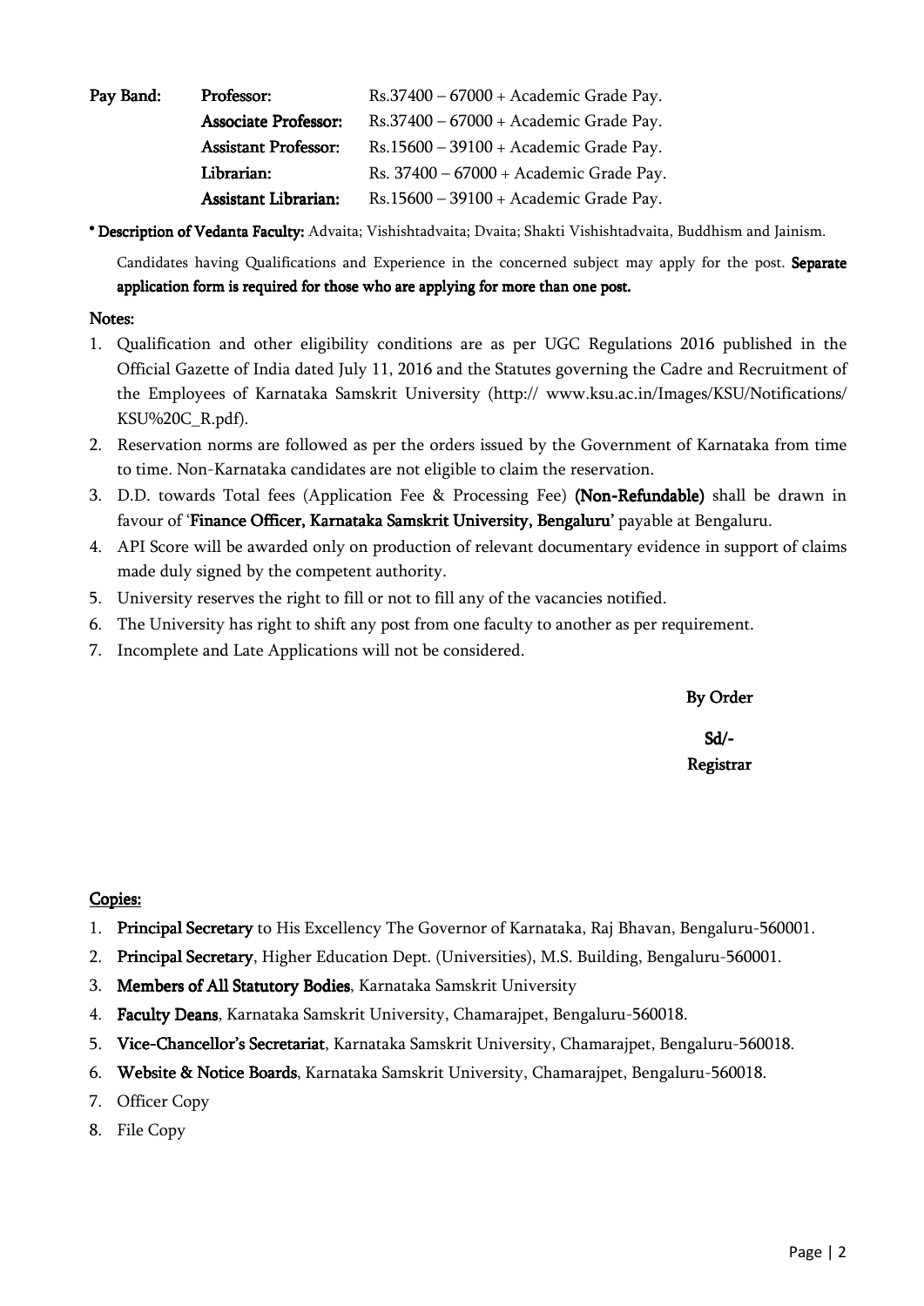| | | |
|---|---|---|
| **Pay Band:** | **Professor:** | Rs.37400 – 67000 + Academic Grade Pay. |
| | **Associate Professor:** | Rs.37400 – 67000 + Academic Grade Pay. |
| | **Assistant Professor:** | Rs.15600 – 39100 + Academic Grade Pay. |
| | **Librarian:** | Rs. 37400 – 67000 + Academic Grade Pay. |
| | **Assistant Librarian:** | Rs.15600 – 39100 + Academic Grade Pay. |

**\* Description of Vedanta Faculty:** Advaita; Vishishtadvaita; Dvaita; Shakti Vishishtadvaita, Buddhism and Jainism.

Candidates having Qualifications and Experience in the concerned subject may apply for the post. **Separate application form is required for those who are applying for more than one post.**

**Notes:**

1. Qualification and other eligibility conditions are as per UGC Regulations 2016 published in the Official Gazette of India dated July 11, 2016 and the Statutes governing the Cadre and Recruitment of the Employees of Karnataka Samskrit University (http:// www.ksu.ac.in/Images/KSU/Notifications/ KSU%20C_R.pdf).
2. Reservation norms are followed as per the orders issued by the Government of Karnataka from time to time. Non-Karnataka candidates are not eligible to claim the reservation.
3. D.D. towards Total fees (Application Fee & Processing Fee) **(Non-Refundable)** shall be drawn in favour of '**Finance Officer, Karnataka Samskrit University, Bengaluru'** payable at Bengaluru.
4. API Score will be awarded only on production of relevant documentary evidence in support of claims made duly signed by the competent authority.
5. University reserves the right to fill or not to fill any of the vacancies notified.
6. The University has right to shift any post from one faculty to another as per requirement.
7. Incomplete and Late Applications will not be considered.

**By Order**

**Sd/-**

**Registrar**

**Copies:**

1. **Principal Secretary** to His Excellency The Governor of Karnataka, Raj Bhavan, Bengaluru-560001.
2. **Principal Secretary**, Higher Education Dept. (Universities), M.S. Building, Bengaluru-560001.
3. **Members of All Statutory Bodies**, Karnataka Samskrit University
4. **Faculty Deans**, Karnataka Samskrit University, Chamarajpet, Bengaluru-560018.
5. **Vice-Chancellor's Secretariat**, Karnataka Samskrit University, Chamarajpet, Bengaluru-560018.
6. **Website & Notice Boards**, Karnataka Samskrit University, Chamarajpet, Bengaluru-560018.
7. Officer Copy
8. File Copy